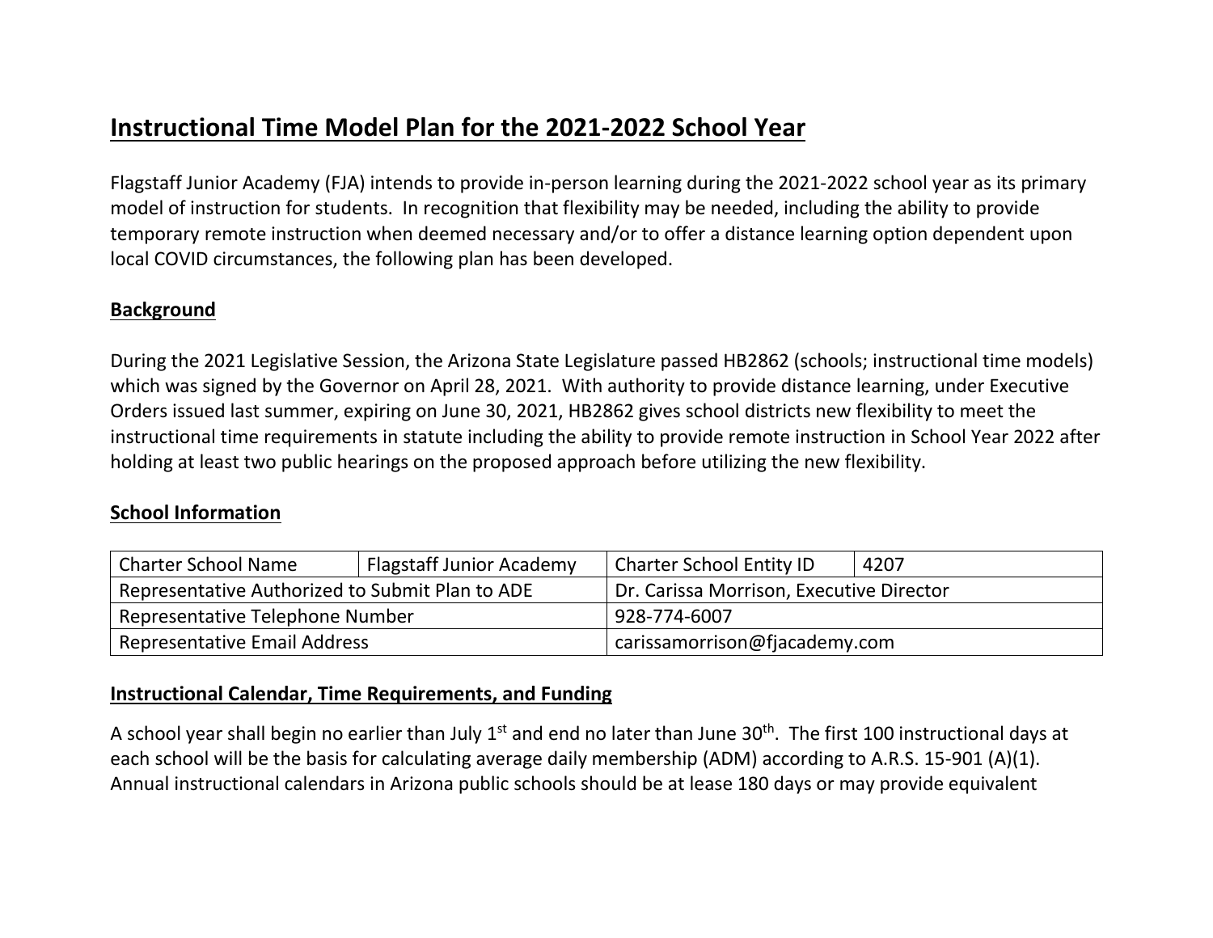# Instructional Time Model Plan for the 2021-2022 School Year

Flagstaff Junior Academy (FJA) intends to provide in-person learning during the 2021-2022 school year as its primary model of instruction for students. In recognition that flexibility may be needed, including the ability to provide temporary remote instruction when deemed necessary and/or to offer a distance learning option dependent upon local COVID circumstances, the following plan has been developed.

## Background

During the 2021 Legislative Session, the Arizona State Legislature passed HB2862 (schools; instructional time models) which was signed by the Governor on April 28, 2021. With authority to provide distance learning, under Executive Orders issued last summer, expiring on June 30, 2021, HB2862 gives school districts new flexibility to meet the instructional time requirements in statute including the ability to provide remote instruction in School Year 2022 after holding at least two public hearings on the proposed approach before utilizing the new flexibility.

## School Information

| Charter School Name | Flagstaff Junior Academy | Charter School Entity ID | 4207 |
|---|---|---|---|
| Representative Authorized to Submit Plan to ADE | | Dr. Carissa Morrison, Executive Director | |
| Representative Telephone Number | | 928-774-6007 | |
| Representative Email Address | | carissamorrison@fjacademy.com | |

## Instructional Calendar, Time Requirements, and Funding

A school year shall begin no earlier than July 1st and end no later than June 30th. The first 100 instructional days at each school will be the basis for calculating average daily membership (ADM) according to A.R.S. 15-901 (A)(1). Annual instructional calendars in Arizona public schools should be at lease 180 days or may provide equivalent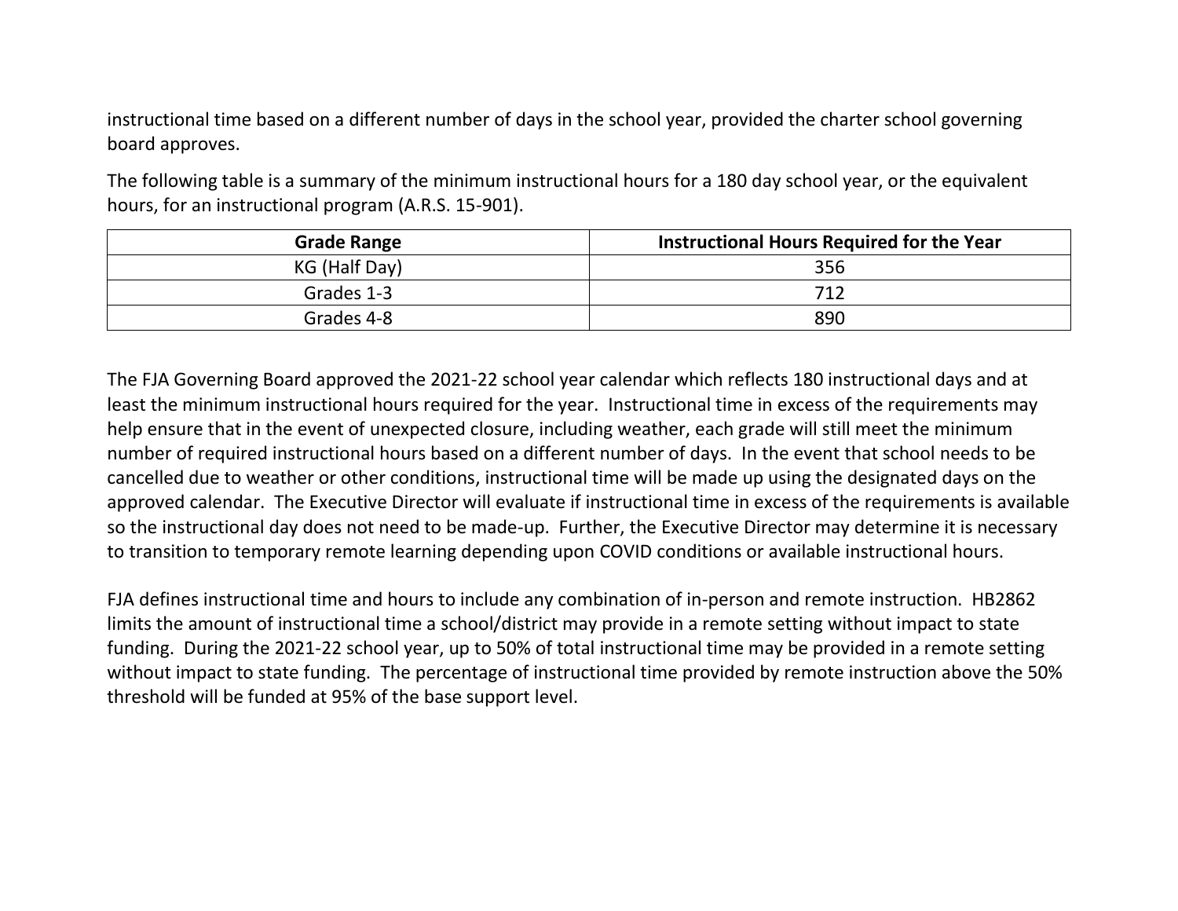instructional time based on a different number of days in the school year, provided the charter school governing board approves.

The following table is a summary of the minimum instructional hours for a 180 day school year, or the equivalent hours, for an instructional program (A.R.S. 15-901).

| Grade Range | Instructional Hours Required for the Year |
| --- | --- |
| KG (Half Day) | 356 |
| Grades 1-3 | 712 |
| Grades 4-8 | 890 |

The FJA Governing Board approved the 2021-22 school year calendar which reflects 180 instructional days and at least the minimum instructional hours required for the year. Instructional time in excess of the requirements may help ensure that in the event of unexpected closure, including weather, each grade will still meet the minimum number of required instructional hours based on a different number of days. In the event that school needs to be cancelled due to weather or other conditions, instructional time will be made up using the designated days on the approved calendar. The Executive Director will evaluate if instructional time in excess of the requirements is available so the instructional day does not need to be made-up. Further, the Executive Director may determine it is necessary to transition to temporary remote learning depending upon COVID conditions or available instructional hours.

FJA defines instructional time and hours to include any combination of in-person and remote instruction. HB2862 limits the amount of instructional time a school/district may provide in a remote setting without impact to state funding. During the 2021-22 school year, up to 50% of total instructional time may be provided in a remote setting without impact to state funding. The percentage of instructional time provided by remote instruction above the 50% threshold will be funded at 95% of the base support level.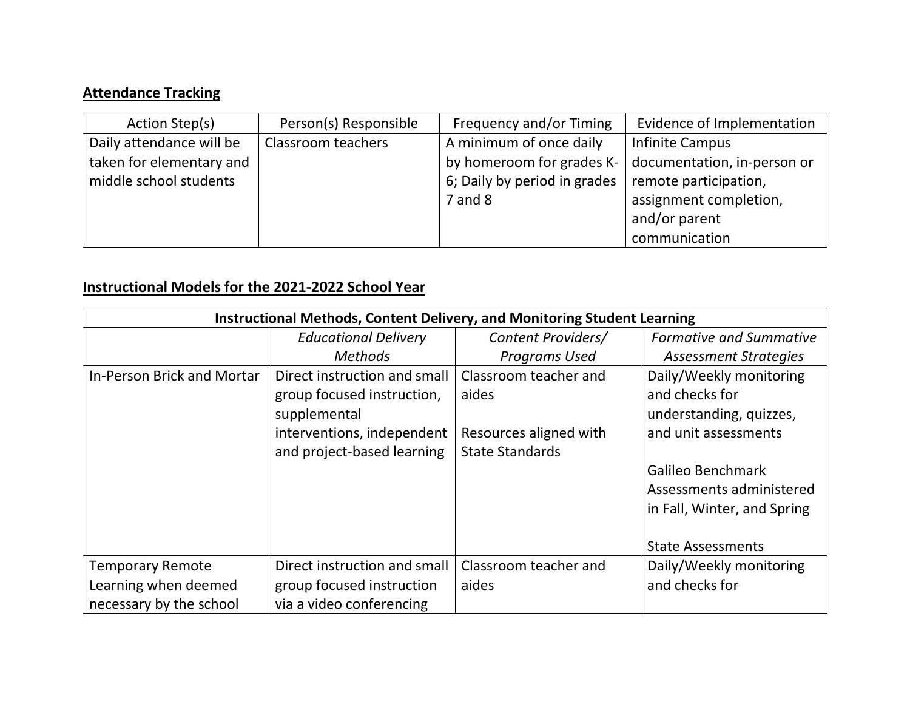## Attendance Tracking

| Action Step(s) | Person(s) Responsible | Frequency and/or Timing | Evidence of Implementation |
|---|---|---|---|
| Daily attendance will be taken for elementary and middle school students | Classroom teachers | A minimum of once daily by homeroom for grades K-6; Daily by period in grades 7 and 8 | Infinite Campus documentation, in-person or remote participation, assignment completion, and/or parent communication |

## Instructional Models for the 2021-2022 School Year

| **Instructional Methods, Content Delivery, and Monitoring Student Learning** | | | |
|---|---|---|---|
| | *Educational Delivery Methods* | *Content Providers/ Programs Used* | *Formative and Summative Assessment Strategies* |
| In-Person Brick and Mortar | Direct instruction and small group focused instruction, supplemental interventions, independent and project-based learning | Classroom teacher and aides<br><br>Resources aligned with State Standards | Daily/Weekly monitoring and checks for understanding, quizzes, and unit assessments<br><br>Galileo Benchmark Assessments administered in Fall, Winter, and Spring<br><br>State Assessments |
| Temporary Remote Learning when deemed necessary by the school | Direct instruction and small group focused instruction via a video conferencing | Classroom teacher and aides | Daily/Weekly monitoring and checks for |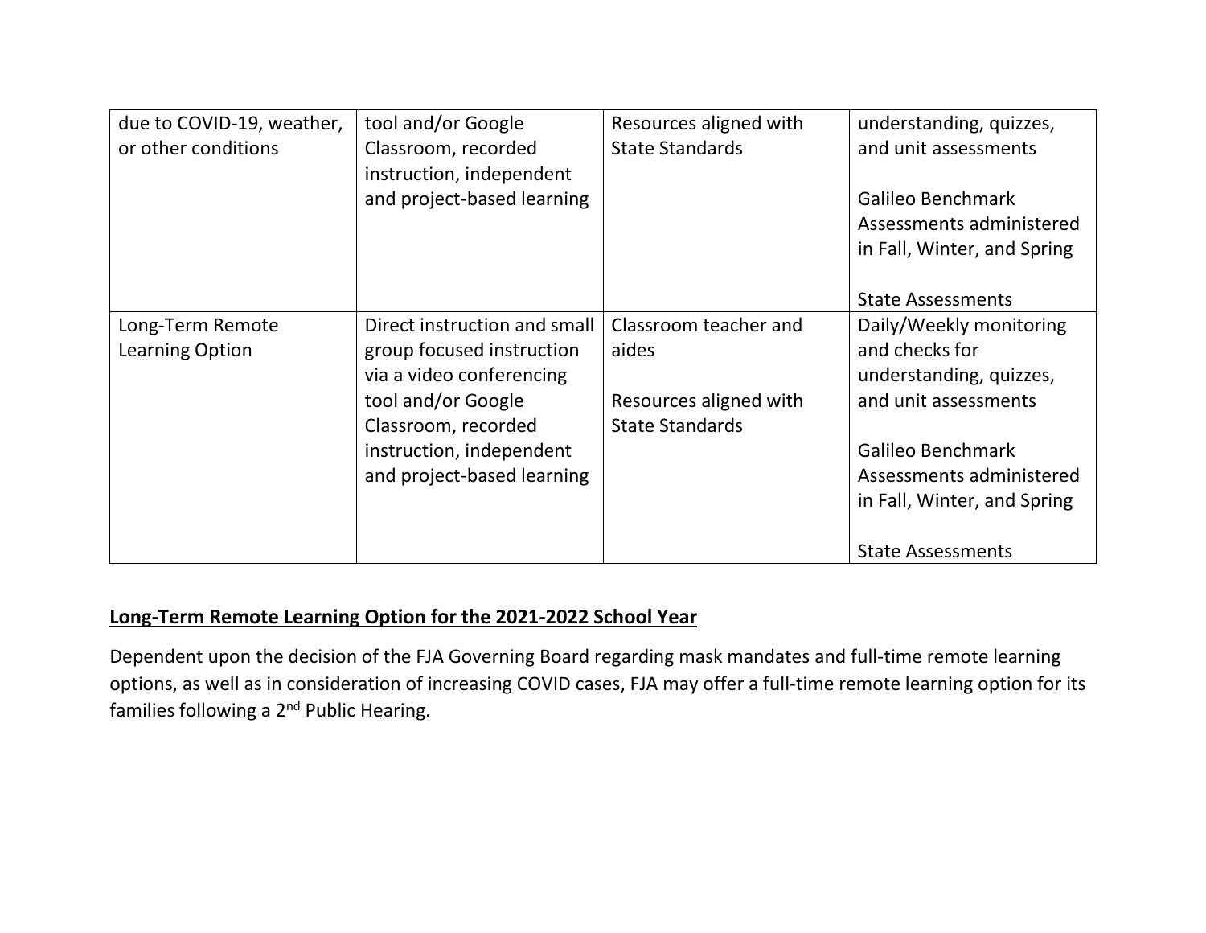| | | | |
|---|---|---|---|
| due to COVID-19, weather, or other conditions | tool and/or Google Classroom, recorded instruction, independent and project-based learning | Resources aligned with State Standards | understanding, quizzes, and unit assessments<br><br>Galileo Benchmark Assessments administered in Fall, Winter, and Spring<br><br>State Assessments |
| Long-Term Remote Learning Option | Direct instruction and small group focused instruction via a video conferencing tool and/or Google Classroom, recorded instruction, independent and project-based learning | Classroom teacher and aides<br><br>Resources aligned with State Standards | Daily/Weekly monitoring and checks for understanding, quizzes, and unit assessments<br><br>Galileo Benchmark Assessments administered in Fall, Winter, and Spring<br><br>State Assessments |

**Long-Term Remote Learning Option for the 2021-2022 School Year**

Dependent upon the decision of the FJA Governing Board regarding mask mandates and full-time remote learning options, as well as in consideration of increasing COVID cases, FJA may offer a full-time remote learning option for its families following a 2nd Public Hearing.